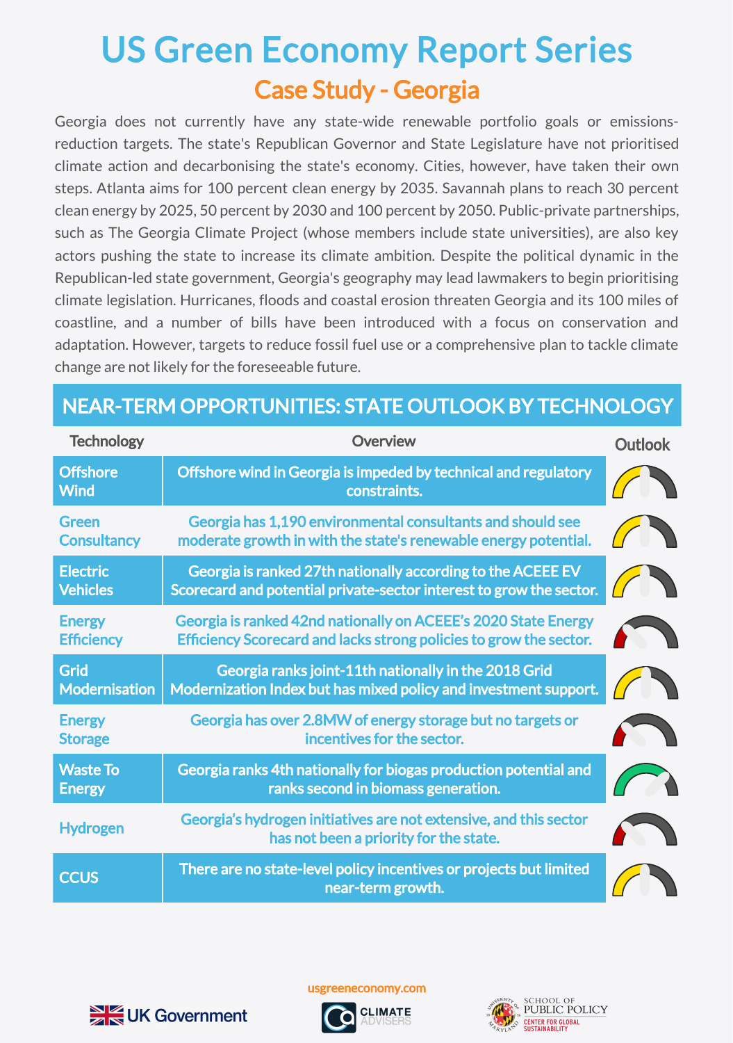# US Green Economy Report Series

## Case Study - Georgia

Georgia does not currently have any state-wide renewable portfolio goals or emissions-reduction targets. The state's Republican Governor and State Legislature have not prioritised climate action and decarbonising the state's economy. Cities, however, have taken their own steps. Atlanta aims for 100 percent clean energy by 2035. Savannah plans to reach 30 percent clean energy by 2025, 50 percent by 2030 and 100 percent by 2050. Public-private partnerships, such as The Georgia Climate Project (whose members include state universities), are also key actors pushing the state to increase its climate ambition. Despite the political dynamic in the Republican-led state government, Georgia's geography may lead lawmakers to begin prioritising climate legislation. Hurricanes, floods and coastal erosion threaten Georgia and its 100 miles of coastline, and a number of bills have been introduced with a focus on conservation and adaptation. However, targets to reduce fossil fuel use or a comprehensive plan to tackle climate change are not likely for the foreseeable future.

## NEAR-TERM OPPORTUNITIES: STATE OUTLOOK BY TECHNOLOGY

| Technology | Overview | Outlook |
|---|---|---|
| Offshore Wind | Offshore wind in Georgia is impeded by technical and regulatory constraints. | |
| Green Consultancy | Georgia has 1,190 environmental consultants and should see moderate growth in with the state's renewable energy potential. | |
| Electric Vehicles | Georgia is ranked 27th nationally according to the ACEEE EV Scorecard and potential private-sector interest to grow the sector. | |
| Energy Efficiency | Georgia is ranked 42nd nationally on ACEEE's 2020 State Energy Efficiency Scorecard and lacks strong policies to grow the sector. | |
| Grid Modernisation | Georgia ranks joint-11th nationally in the 2018 Grid Modernization Index but has mixed policy and investment support. | |
| Energy Storage | Georgia has over 2.8MW of energy storage but no targets or incentives for the sector. | |
| Waste To Energy | Georgia ranks 4th nationally for biogas production potential and ranks second in biomass generation. | |
| Hydrogen | Georgia's hydrogen initiatives are not extensive, and this sector has not been a priority for the state. | |
| CCUS | There are no state-level policy incentives or projects but limited near-term growth. | |

usgreeneconomy.com

UK Government | CLIMATE ADVISERS | University of Maryland School of Public Policy, Center for Global Sustainability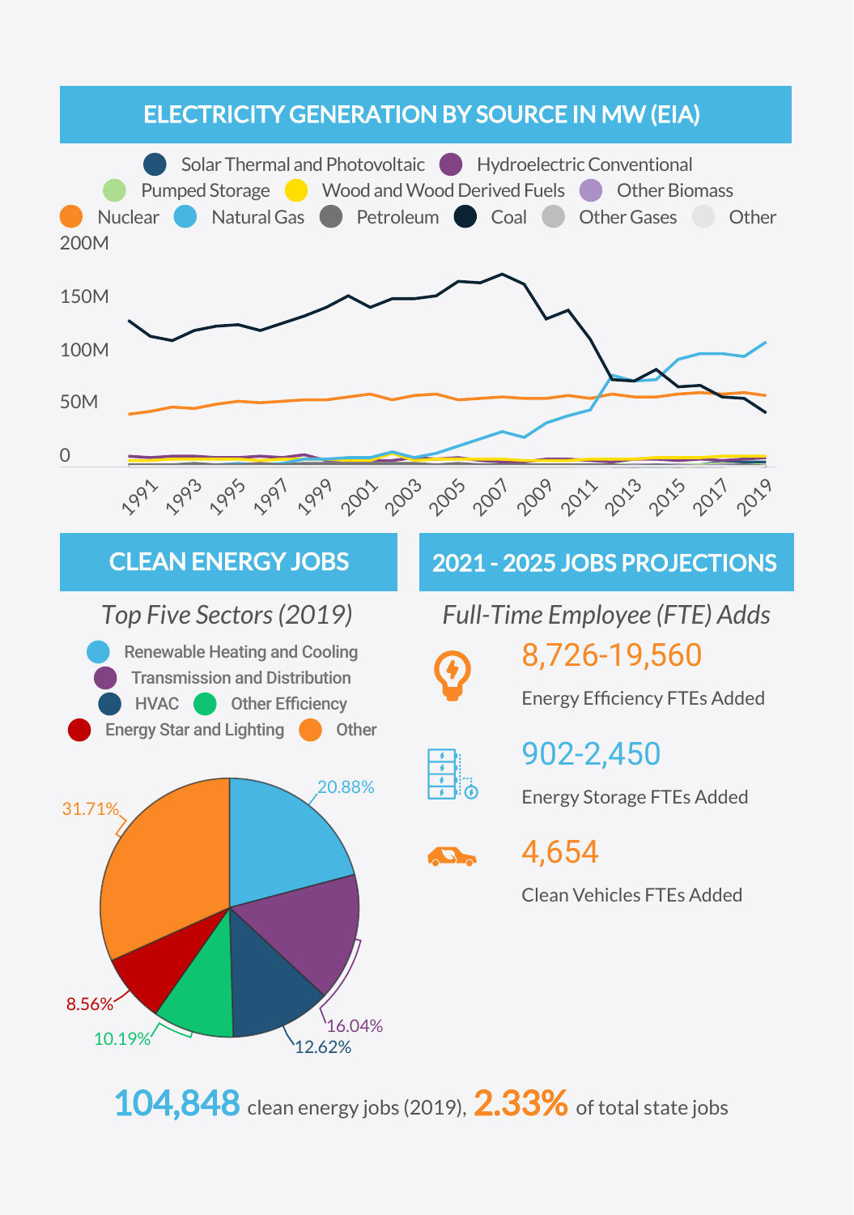## ELECTRICITY GENERATION BY SOURCE IN MW (EIA)

Solar Thermal and Photovoltaic
Hydroelectric Conventional
Pumped Storage
Wood and Wood Derived Fuels
Other Biomass
Nuclear
Natural Gas
Petroleum
Coal
Other Gases
Other

200M
150M
100M
50M
0

1991
1993
1995
1997
1999
2001
2003
2005
2007
2009
2011
2013
2015
2017
2019

## CLEAN ENERGY JOBS

*Top Five Sectors (2019)*

Renewable Heating and Cooling
Transmission and Distribution
HVAC
Other Efficiency
Energy Star and Lighting
Other

20.88%
16.04%
12.62%
10.19%
8.56%
31.71%

## 2021 - 2025 JOBS PROJECTIONS

*Full-Time Employee (FTE) Adds*

**8,726-19,560**
Energy Efficiency FTEs Added

**902-2,450**
Energy Storage FTEs Added

**4,654**
Clean Vehicles FTEs Added

**104,848** clean energy jobs (2019), **2.33%** of total state jobs